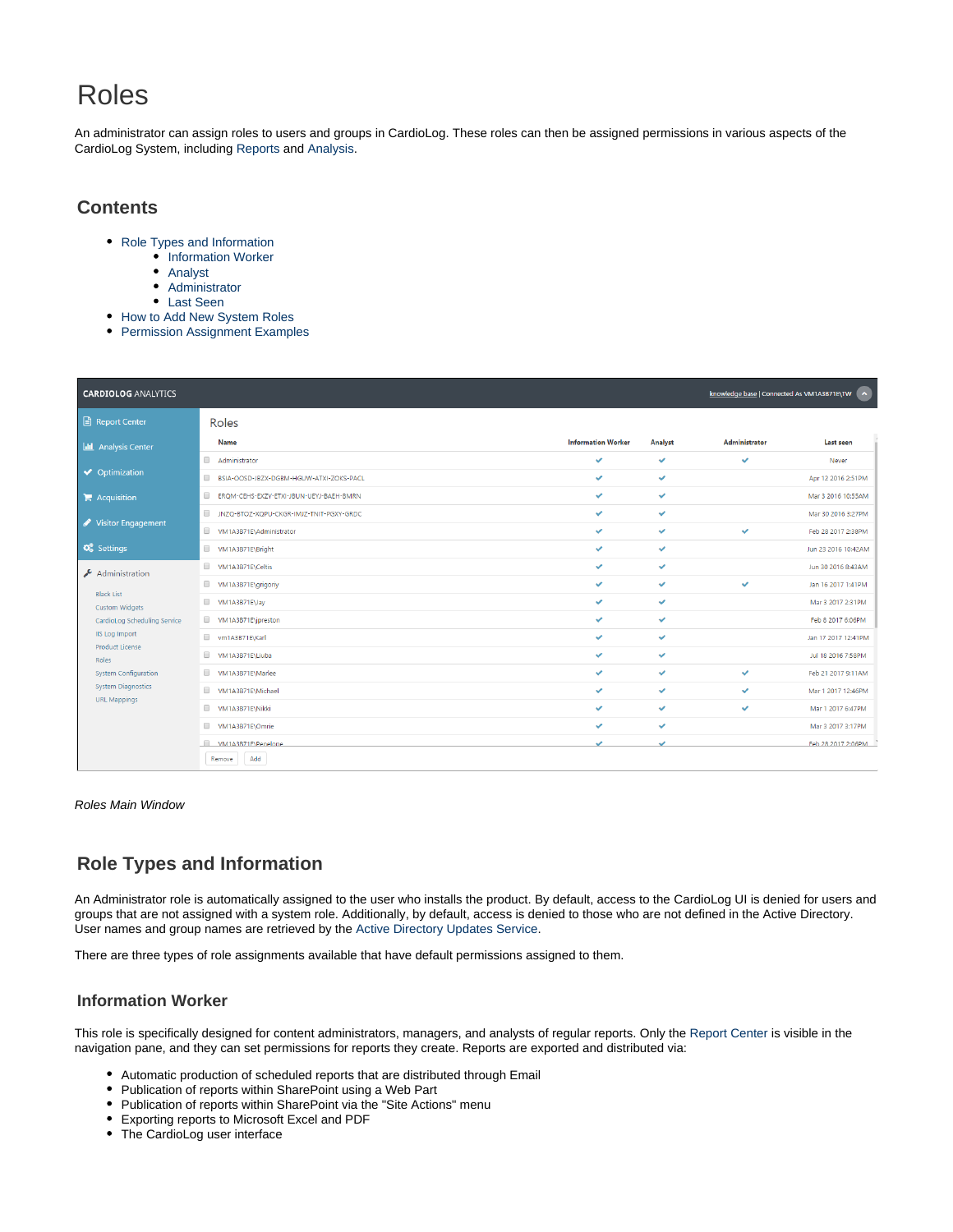# Roles

An administrator can assign roles to users and groups in CardioLog. These roles can then be assigned permissions in various aspects of the CardioLog System, including Reports and Analysis.

## Contents

- Role Types and Information
  - Information Worker
  - Analyst
  - Administrator
  - Last Seen
- How to Add New System Roles
- Permission Assignment Examples

*Roles Main Window*

## Role Types and Information

An Administrator role is automatically assigned to the user who installs the product. By default, access to the CardioLog UI is denied for users and groups that are not assigned with a system role. Additionally, by default, access is denied to those who are not defined in the Active Directory. User names and group names are retrieved by the Active Directory Updates Service.

There are three types of role assignments available that have default permissions assigned to them.

### Information Worker

This role is specifically designed for content administrators, managers, and analysts of regular reports. Only the Report Center is visible in the navigation pane, and they can set permissions for reports they create. Reports are exported and distributed via:

- Automatic production of scheduled reports that are distributed through Email
- Publication of reports within SharePoint using a Web Part
- Publication of reports within SharePoint via the "Site Actions" menu
- Exporting reports to Microsoft Excel and PDF
- The CardioLog user interface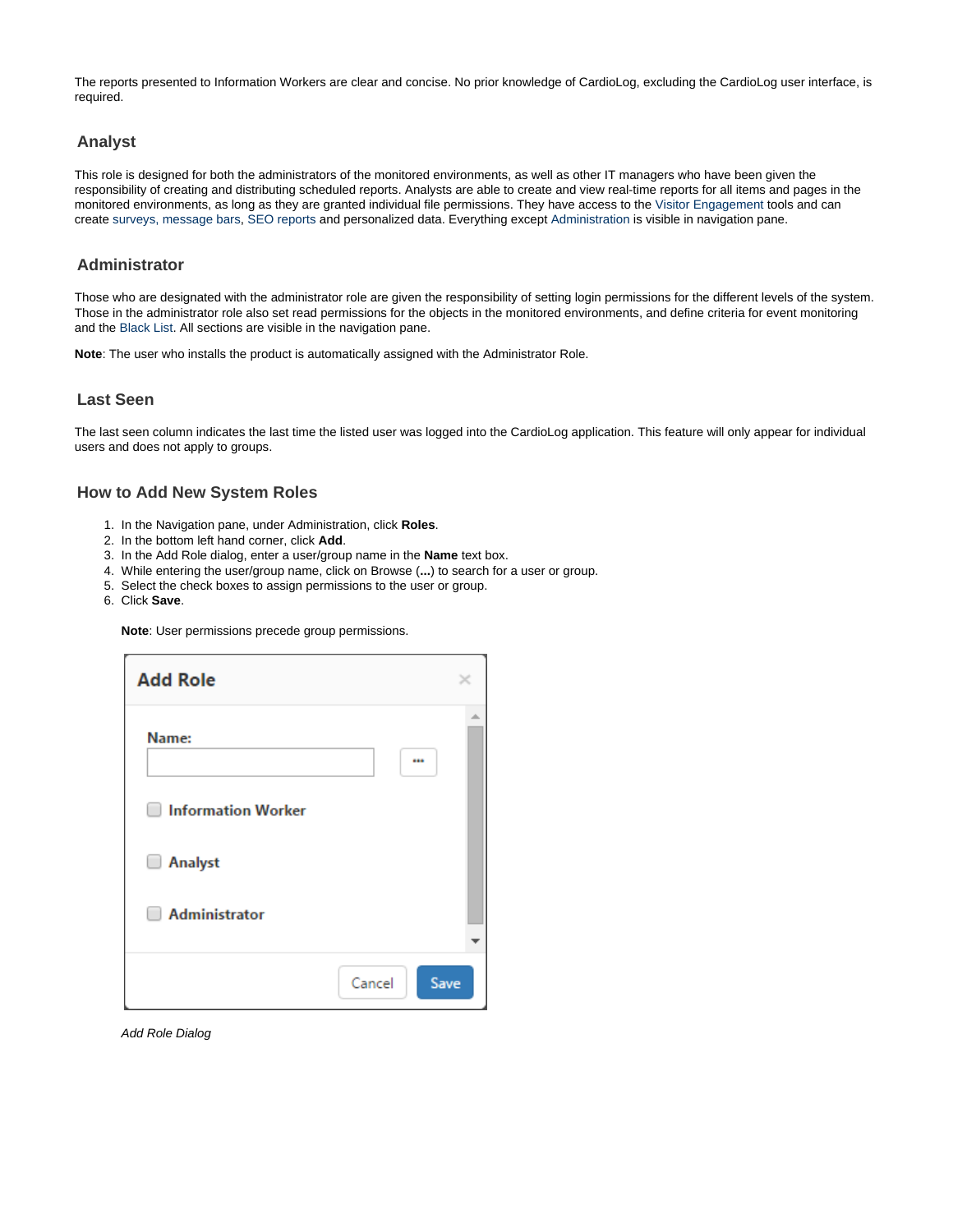The reports presented to Information Workers are clear and concise. No prior knowledge of CardioLog, excluding the CardioLog user interface, is required.

### Analyst

This role is designed for both the administrators of the monitored environments, as well as other IT managers who have been given the responsibility of creating and distributing scheduled reports. Analysts are able to create and view real-time reports for all items and pages in the monitored environments, as long as they are granted individual file permissions. They have access to the Visitor Engagement tools and can create surveys, message bars, SEO reports and personalized data. Everything except Administration is visible in navigation pane.

### Administrator

Those who are designated with the administrator role are given the responsibility of setting login permissions for the different levels of the system. Those in the administrator role also set read permissions for the objects in the monitored environments, and define criteria for event monitoring and the Black List. All sections are visible in the navigation pane.

**Note**: The user who installs the product is automatically assigned with the Administrator Role.

### Last Seen

The last seen column indicates the last time the listed user was logged into the CardioLog application. This feature will only appear for individual users and does not apply to groups.

### How to Add New System Roles

1. In the Navigation pane, under Administration, click **Roles**.
2. In the bottom left hand corner, click **Add**.
3. In the Add Role dialog, enter a user/group name in the **Name** text box.
4. While entering the user/group name, click on Browse (**...**) to search for a user or group.
5. Select the check boxes to assign permissions to the user or group.
6. Click **Save**.

**Note**: User permissions precede group permissions.

*Add Role Dialog*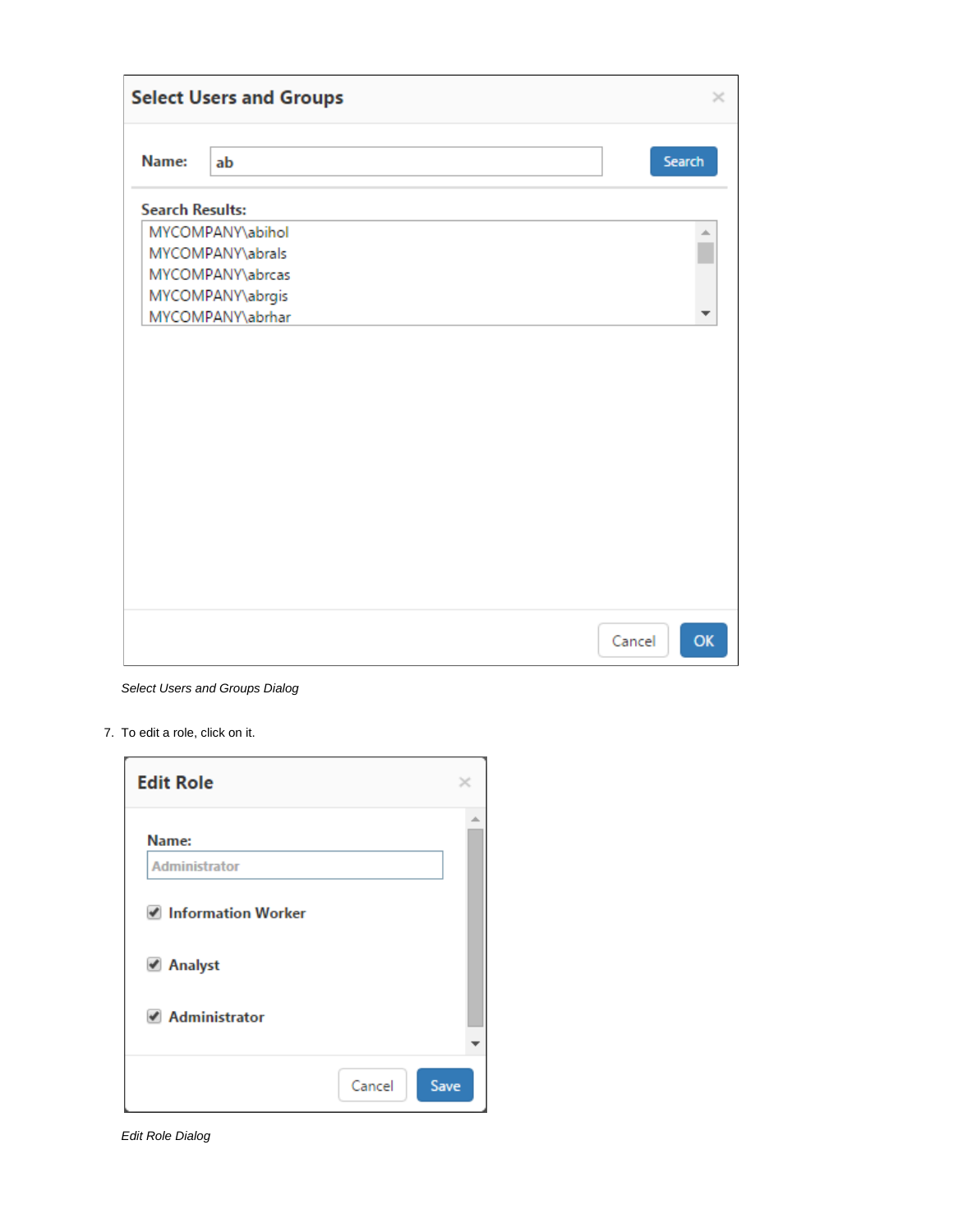*Select Users and Groups Dialog*

7. To edit a role, click on it.

*Edit Role Dialog*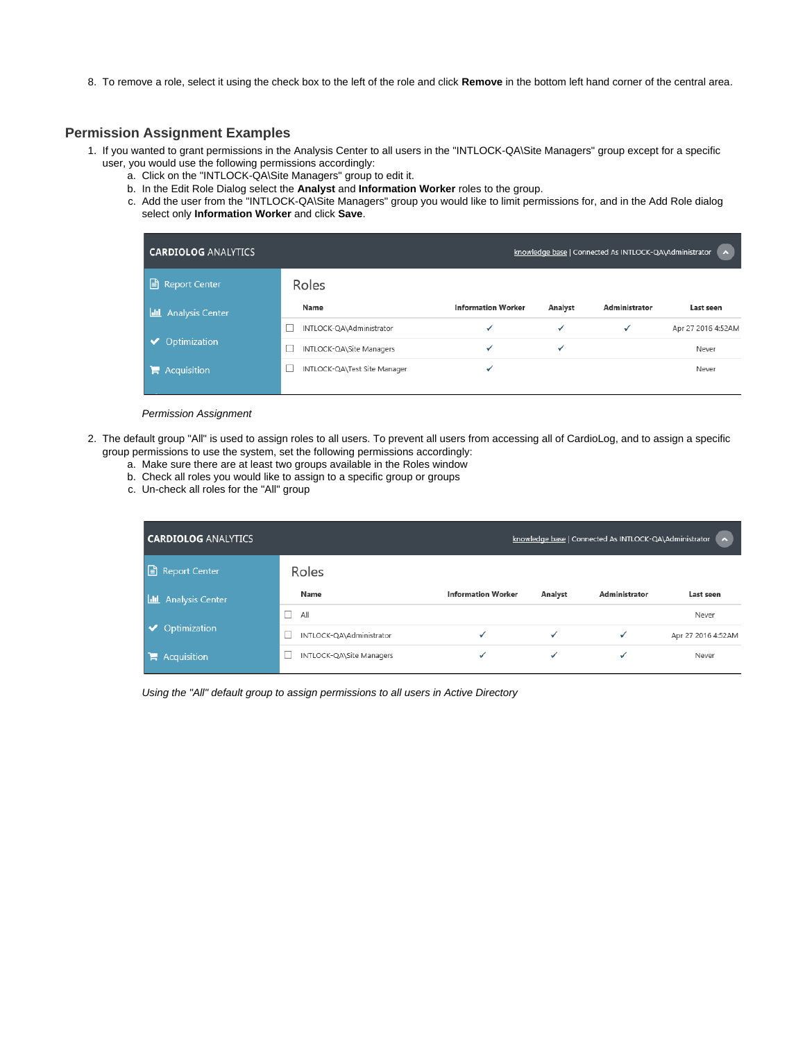8. To remove a role, select it using the check box to the left of the role and click **Remove** in the bottom left hand corner of the central area.

## Permission Assignment Examples

1. If you wanted to grant permissions in the Analysis Center to all users in the "INTLOCK-QA\Site Managers" group except for a specific user, you would use the following permissions accordingly:
   a. Click on the "INTLOCK-QA\Site Managers" group to edit it.
   b. In the Edit Role Dialog select the **Analyst** and **Information Worker** roles to the group.
   c. Add the user from the "INTLOCK-QA\Site Managers" group you would like to limit permissions for, and in the Add Role dialog select only **Information Worker** and click **Save**.

CARDIOLOG ANALYTICS — knowledge base | Connected As INTLOCK-QA\Administrator

Report Center
Analysis Center
Optimization
Acquisition

Roles

| Name | Information Worker | Analyst | Administrator | Last seen |
|---|---|---|---|---|
| INTLOCK-QA\Administrator | ✓ | ✓ | ✓ | Apr 27 2016 4:52AM |
| INTLOCK-QA\Site Managers | ✓ | ✓ | | Never |
| INTLOCK-QA\Test Site Manager | ✓ | | | Never |

*Permission Assignment*

2. The default group "All" is used to assign roles to all users. To prevent all users from accessing all of CardioLog, and to assign a specific group permissions to use the system, set the following permissions accordingly:
   a. Make sure there are at least two groups available in the Roles window
   b. Check all roles you would like to assign to a specific group or groups
   c. Un-check all roles for the "All" group

CARDIOLOG ANALYTICS — knowledge base | Connected As INTLOCK-QA\Administrator

Report Center
Analysis Center
Optimization
Acquisition

Roles

| Name | Information Worker | Analyst | Administrator | Last seen |
|---|---|---|---|---|
| All | | | | Never |
| INTLOCK-QA\Administrator | ✓ | ✓ | ✓ | Apr 27 2016 4:52AM |
| INTLOCK-QA\Site Managers | ✓ | ✓ | ✓ | Never |

*Using the "All" default group to assign permissions to all users in Active Directory*